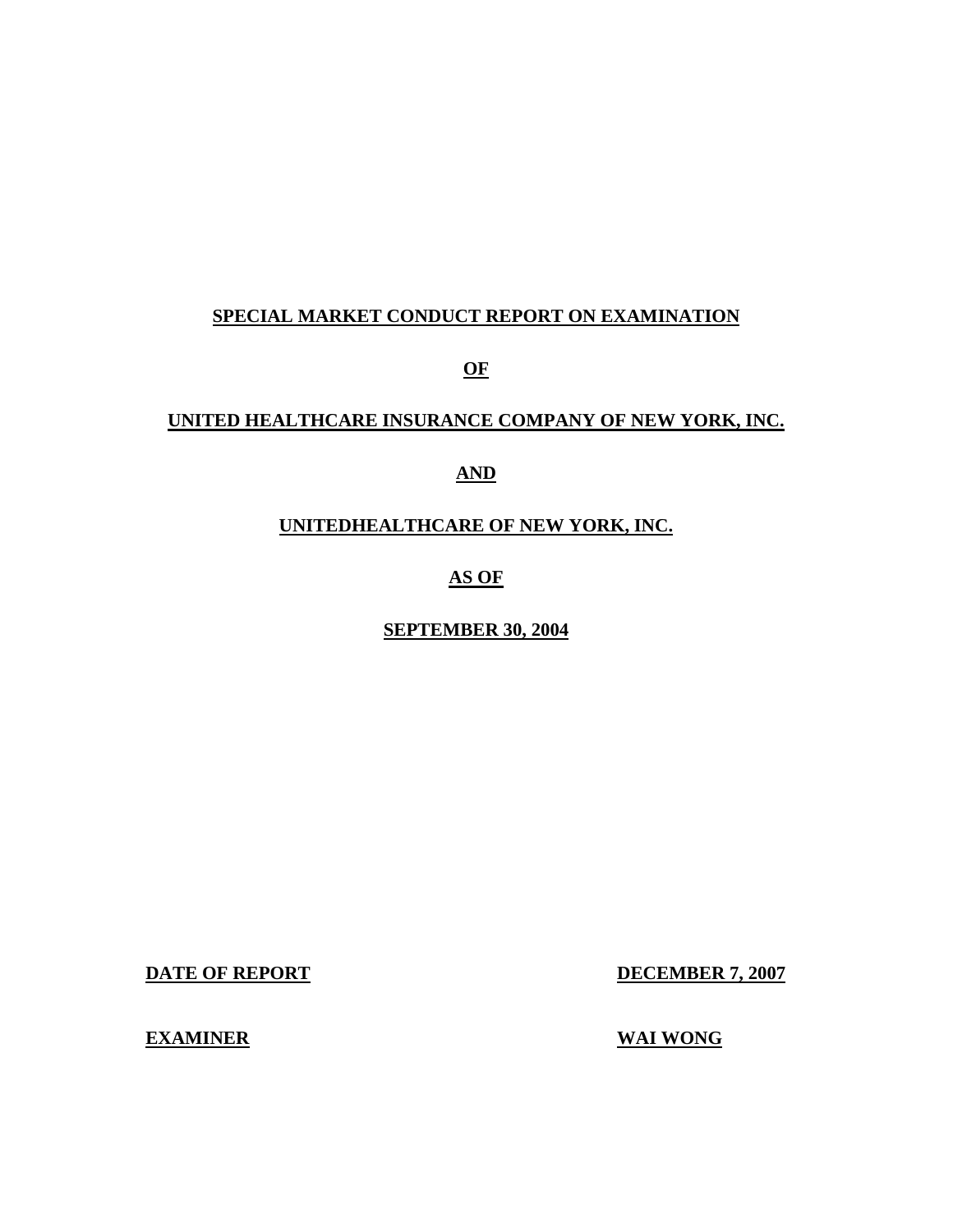# SPECIAL MARKET CONDUCT REPORT ON EXAMINATION

# OF

# UNITED HEALTHCARE INSURANCE COMPANY OF NEW YORK, INC.

# AND

# UNITEDHEALTHCARE OF NEW YORK, INC.

# AS OF

# SEPTEMBER 30, 2004

| | |
|---|---|
| **DATE OF REPORT** | **DECEMBER 7, 2007** |
| **EXAMINER** | **WAI WONG** |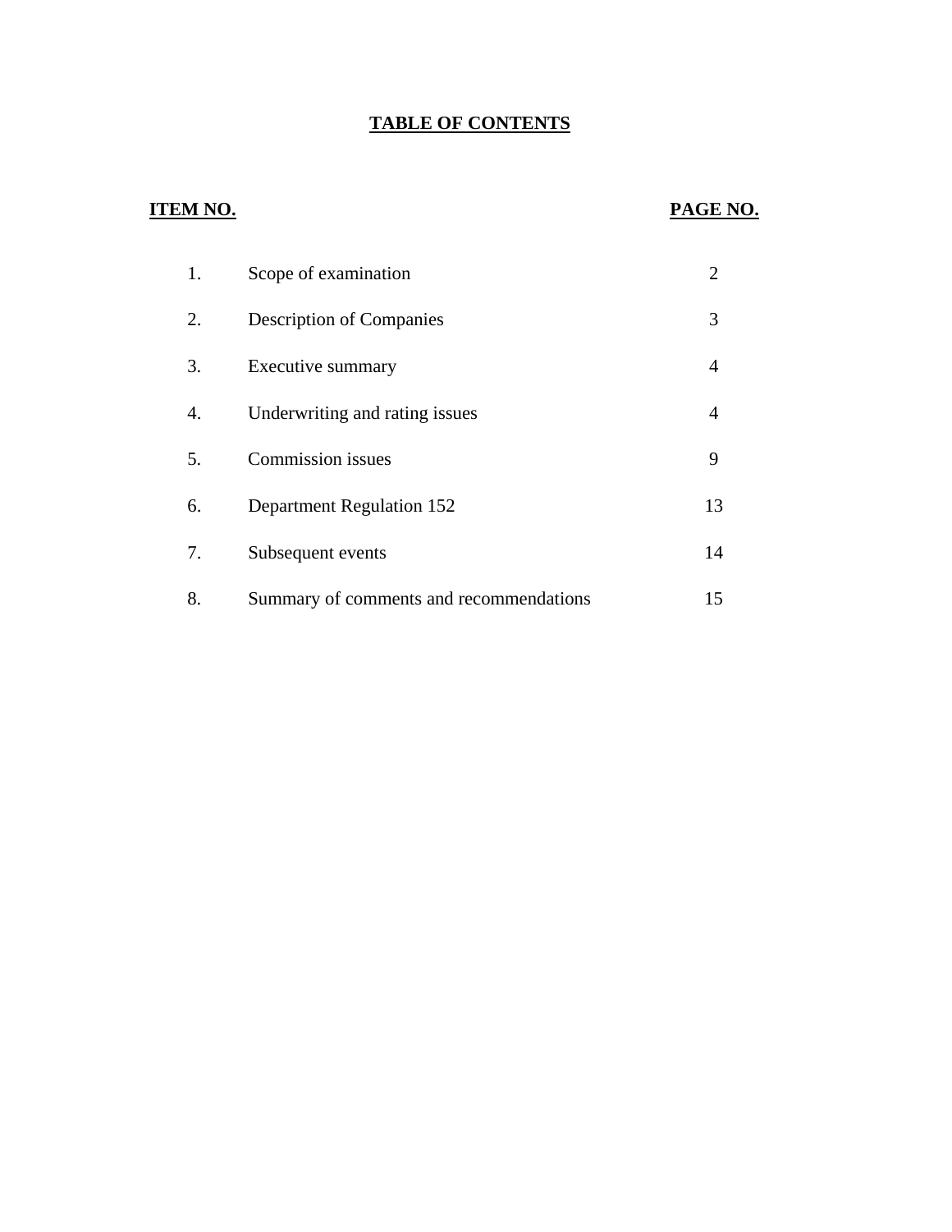# TABLE OF CONTENTS

| ITEM NO. | | PAGE NO. |
|---|---|---|
| 1. | Scope of examination | 2 |
| 2. | Description of Companies | 3 |
| 3. | Executive summary | 4 |
| 4. | Underwriting and rating issues | 4 |
| 5. | Commission issues | 9 |
| 6. | Department Regulation 152 | 13 |
| 7. | Subsequent events | 14 |
| 8. | Summary of comments and recommendations | 15 |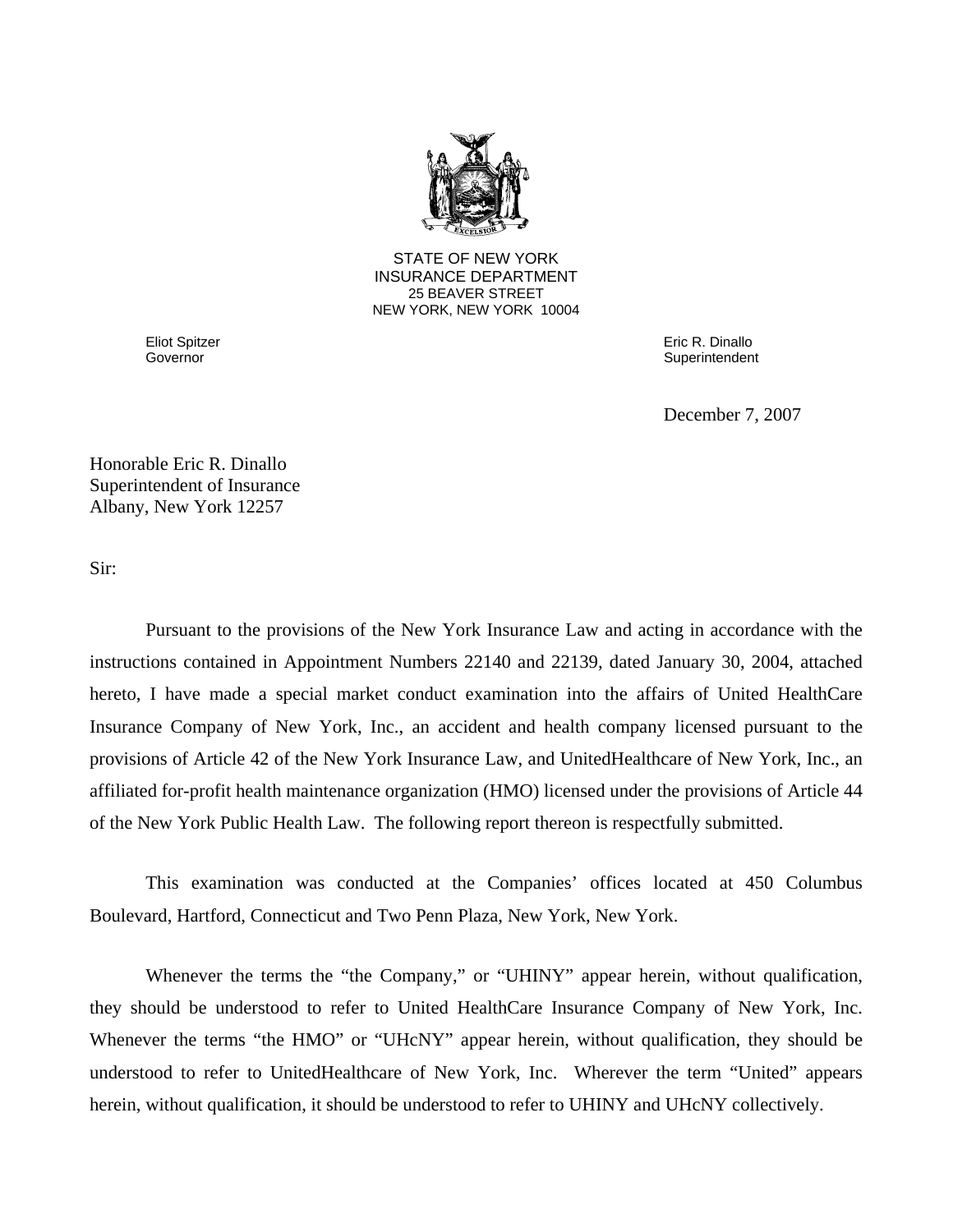STATE OF NEW YORK
INSURANCE DEPARTMENT
25 BEAVER STREET
NEW YORK, NEW YORK 10004

Eliot Spitzer
Governor

Eric R. Dinallo
Superintendent

December 7, 2007

Honorable Eric R. Dinallo
Superintendent of Insurance
Albany, New York 12257

Sir:

Pursuant to the provisions of the New York Insurance Law and acting in accordance with the instructions contained in Appointment Numbers 22140 and 22139, dated January 30, 2004, attached hereto, I have made a special market conduct examination into the affairs of United HealthCare Insurance Company of New York, Inc., an accident and health company licensed pursuant to the provisions of Article 42 of the New York Insurance Law, and UnitedHealthcare of New York, Inc., an affiliated for-profit health maintenance organization (HMO) licensed under the provisions of Article 44 of the New York Public Health Law. The following report thereon is respectfully submitted.

This examination was conducted at the Companies' offices located at 450 Columbus Boulevard, Hartford, Connecticut and Two Penn Plaza, New York, New York.

Whenever the terms the "the Company," or "UHINY" appear herein, without qualification, they should be understood to refer to United HealthCare Insurance Company of New York, Inc. Whenever the terms "the HMO" or "UHcNY" appear herein, without qualification, they should be understood to refer to UnitedHealthcare of New York, Inc. Wherever the term "United" appears herein, without qualification, it should be understood to refer to UHINY and UHcNY collectively.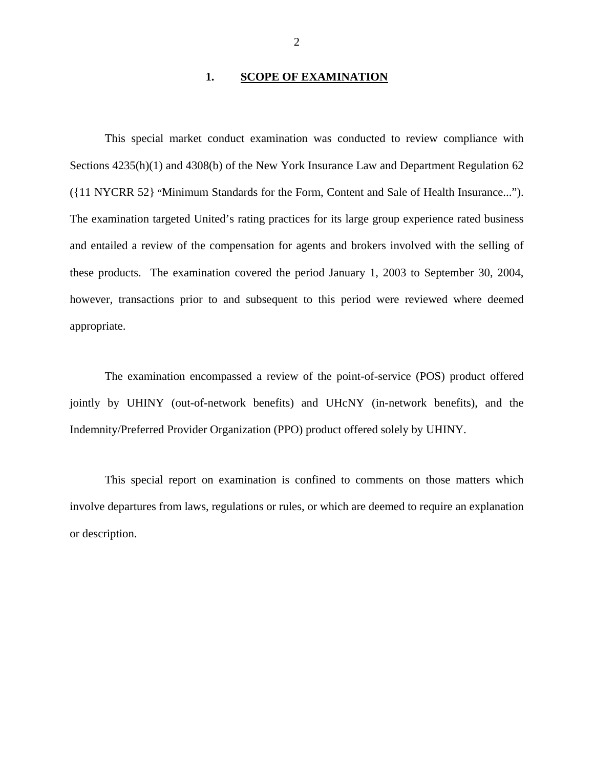## 1. SCOPE OF EXAMINATION

This special market conduct examination was conducted to review compliance with Sections 4235(h)(1) and 4308(b) of the New York Insurance Law and Department Regulation 62 ({11 NYCRR 52} "Minimum Standards for the Form, Content and Sale of Health Insurance..."). The examination targeted United's rating practices for its large group experience rated business and entailed a review of the compensation for agents and brokers involved with the selling of these products. The examination covered the period January 1, 2003 to September 30, 2004, however, transactions prior to and subsequent to this period were reviewed where deemed appropriate.

The examination encompassed a review of the point-of-service (POS) product offered jointly by UHINY (out-of-network benefits) and UHcNY (in-network benefits), and the Indemnity/Preferred Provider Organization (PPO) product offered solely by UHINY.

This special report on examination is confined to comments on those matters which involve departures from laws, regulations or rules, or which are deemed to require an explanation or description.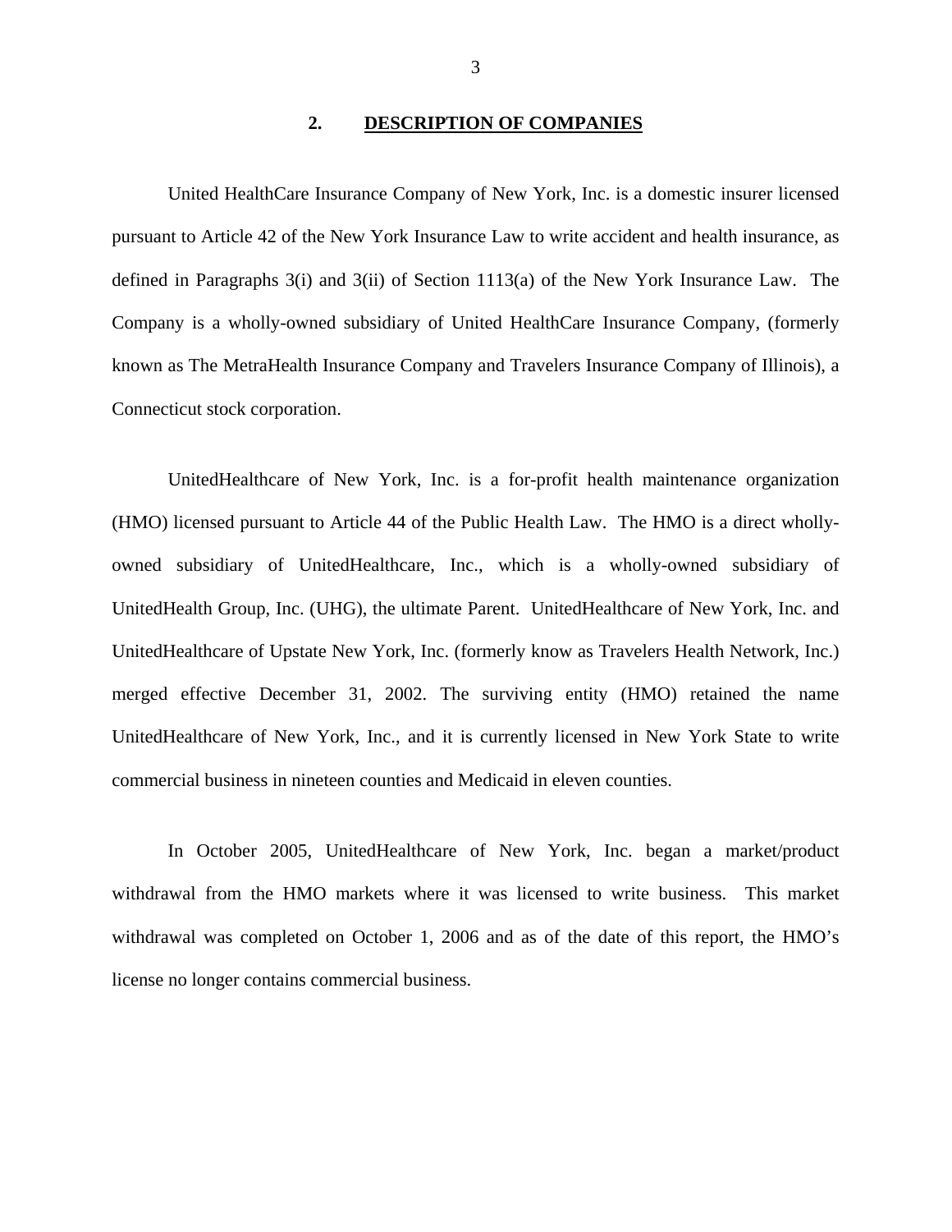## 2. DESCRIPTION OF COMPANIES

United HealthCare Insurance Company of New York, Inc. is a domestic insurer licensed pursuant to Article 42 of the New York Insurance Law to write accident and health insurance, as defined in Paragraphs 3(i) and 3(ii) of Section 1113(a) of the New York Insurance Law. The Company is a wholly-owned subsidiary of United HealthCare Insurance Company, (formerly known as The MetraHealth Insurance Company and Travelers Insurance Company of Illinois), a Connecticut stock corporation.

UnitedHealthcare of New York, Inc. is a for-profit health maintenance organization (HMO) licensed pursuant to Article 44 of the Public Health Law. The HMO is a direct wholly-owned subsidiary of UnitedHealthcare, Inc., which is a wholly-owned subsidiary of UnitedHealth Group, Inc. (UHG), the ultimate Parent. UnitedHealthcare of New York, Inc. and UnitedHealthcare of Upstate New York, Inc. (formerly know as Travelers Health Network, Inc.) merged effective December 31, 2002. The surviving entity (HMO) retained the name UnitedHealthcare of New York, Inc., and it is currently licensed in New York State to write commercial business in nineteen counties and Medicaid in eleven counties.

In October 2005, UnitedHealthcare of New York, Inc. began a market/product withdrawal from the HMO markets where it was licensed to write business. This market withdrawal was completed on October 1, 2006 and as of the date of this report, the HMO's license no longer contains commercial business.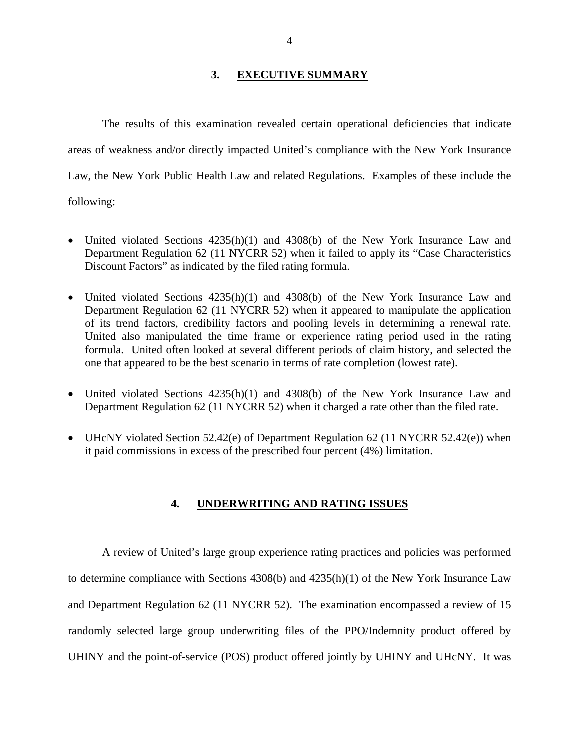## 3. EXECUTIVE SUMMARY

The results of this examination revealed certain operational deficiencies that indicate areas of weakness and/or directly impacted United's compliance with the New York Insurance Law, the New York Public Health Law and related Regulations. Examples of these include the following:

- United violated Sections 4235(h)(1) and 4308(b) of the New York Insurance Law and Department Regulation 62 (11 NYCRR 52) when it failed to apply its "Case Characteristics Discount Factors" as indicated by the filed rating formula.
- United violated Sections 4235(h)(1) and 4308(b) of the New York Insurance Law and Department Regulation 62 (11 NYCRR 52) when it appeared to manipulate the application of its trend factors, credibility factors and pooling levels in determining a renewal rate. United also manipulated the time frame or experience rating period used in the rating formula. United often looked at several different periods of claim history, and selected the one that appeared to be the best scenario in terms of rate completion (lowest rate).
- United violated Sections 4235(h)(1) and 4308(b) of the New York Insurance Law and Department Regulation 62 (11 NYCRR 52) when it charged a rate other than the filed rate.
- UHcNY violated Section 52.42(e) of Department Regulation 62 (11 NYCRR 52.42(e)) when it paid commissions in excess of the prescribed four percent (4%) limitation.

## 4. UNDERWRITING AND RATING ISSUES

A review of United's large group experience rating practices and policies was performed to determine compliance with Sections 4308(b) and 4235(h)(1) of the New York Insurance Law and Department Regulation 62 (11 NYCRR 52). The examination encompassed a review of 15 randomly selected large group underwriting files of the PPO/Indemnity product offered by UHINY and the point-of-service (POS) product offered jointly by UHINY and UHcNY. It was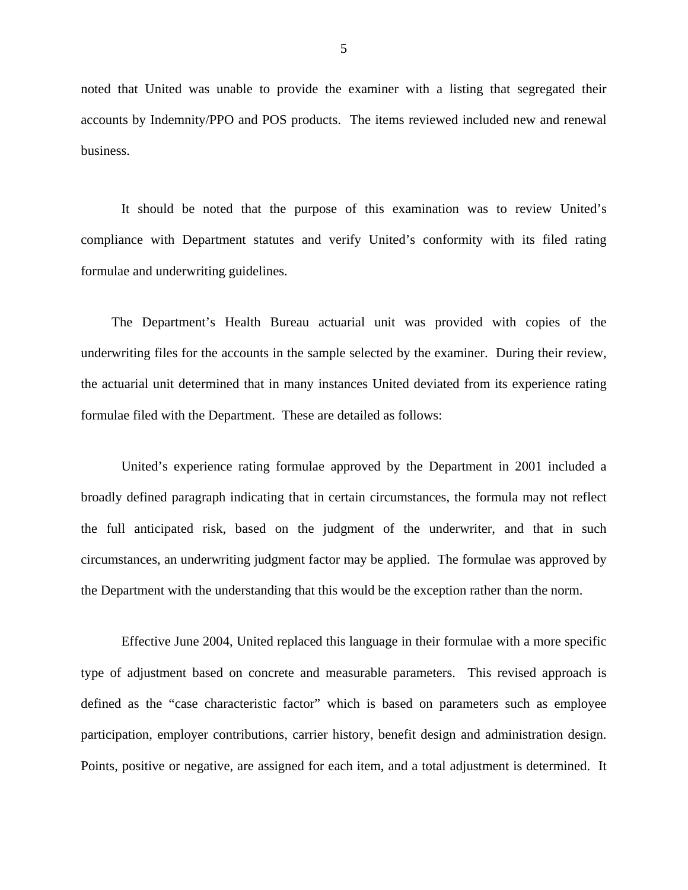noted that United was unable to provide the examiner with a listing that segregated their accounts by Indemnity/PPO and POS products. The items reviewed included new and renewal business.

It should be noted that the purpose of this examination was to review United's compliance with Department statutes and verify United's conformity with its filed rating formulae and underwriting guidelines.

The Department's Health Bureau actuarial unit was provided with copies of the underwriting files for the accounts in the sample selected by the examiner. During their review, the actuarial unit determined that in many instances United deviated from its experience rating formulae filed with the Department. These are detailed as follows:

United's experience rating formulae approved by the Department in 2001 included a broadly defined paragraph indicating that in certain circumstances, the formula may not reflect the full anticipated risk, based on the judgment of the underwriter, and that in such circumstances, an underwriting judgment factor may be applied. The formulae was approved by the Department with the understanding that this would be the exception rather than the norm.

Effective June 2004, United replaced this language in their formulae with a more specific type of adjustment based on concrete and measurable parameters. This revised approach is defined as the "case characteristic factor" which is based on parameters such as employee participation, employer contributions, carrier history, benefit design and administration design. Points, positive or negative, are assigned for each item, and a total adjustment is determined. It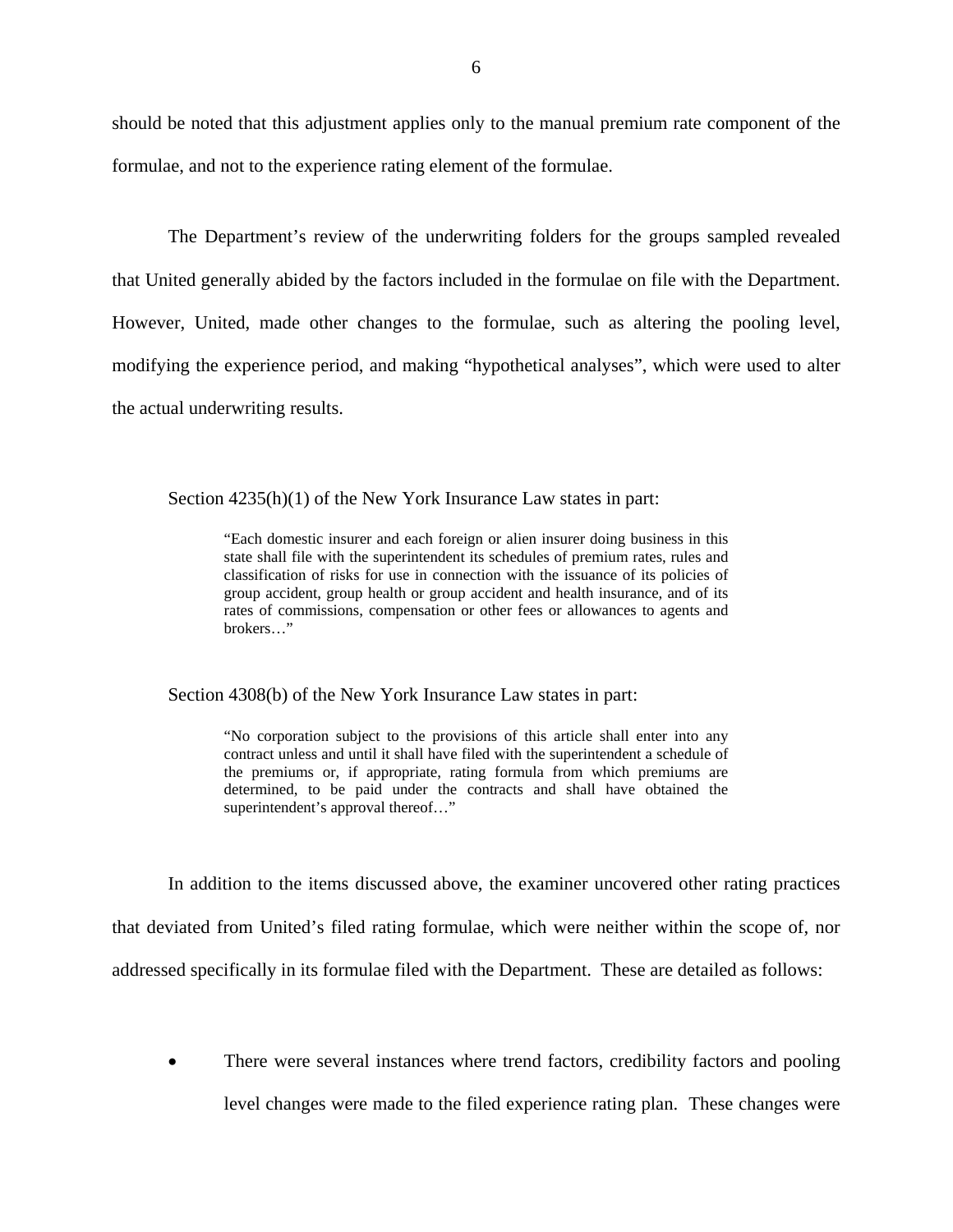should be noted that this adjustment applies only to the manual premium rate component of the formulae, and not to the experience rating element of the formulae.

The Department's review of the underwriting folders for the groups sampled revealed that United generally abided by the factors included in the formulae on file with the Department. However, United, made other changes to the formulae, such as altering the pooling level, modifying the experience period, and making "hypothetical analyses", which were used to alter the actual underwriting results.

Section 4235(h)(1) of the New York Insurance Law states in part:

> "Each domestic insurer and each foreign or alien insurer doing business in this state shall file with the superintendent its schedules of premium rates, rules and classification of risks for use in connection with the issuance of its policies of group accident, group health or group accident and health insurance, and of its rates of commissions, compensation or other fees or allowances to agents and brokers…"

Section 4308(b) of the New York Insurance Law states in part:

> "No corporation subject to the provisions of this article shall enter into any contract unless and until it shall have filed with the superintendent a schedule of the premiums or, if appropriate, rating formula from which premiums are determined, to be paid under the contracts and shall have obtained the superintendent's approval thereof…"

In addition to the items discussed above, the examiner uncovered other rating practices that deviated from United's filed rating formulae, which were neither within the scope of, nor addressed specifically in its formulae filed with the Department. These are detailed as follows:

- There were several instances where trend factors, credibility factors and pooling level changes were made to the filed experience rating plan. These changes were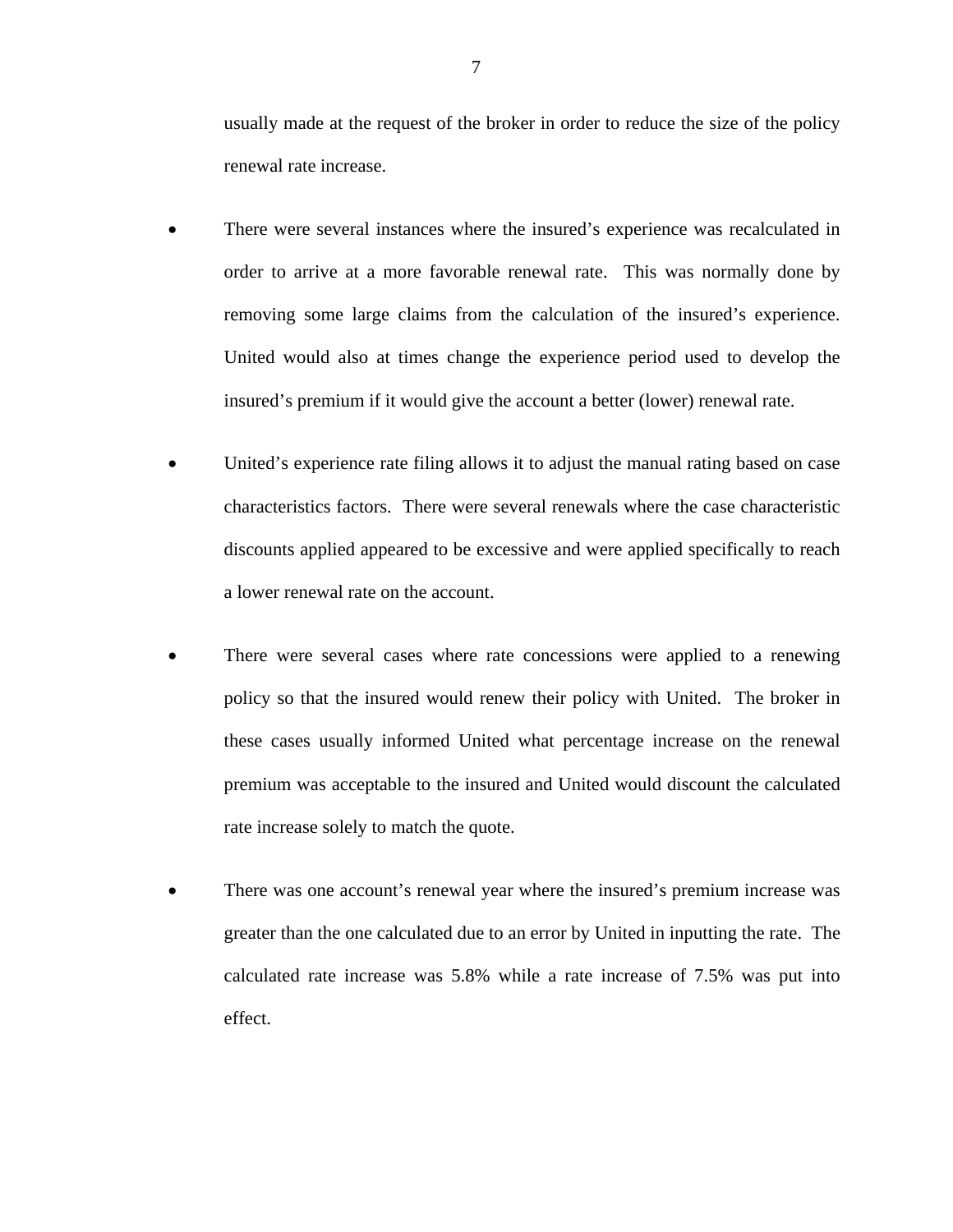usually made at the request of the broker in order to reduce the size of the policy renewal rate increase.

- There were several instances where the insured's experience was recalculated in order to arrive at a more favorable renewal rate. This was normally done by removing some large claims from the calculation of the insured's experience. United would also at times change the experience period used to develop the insured's premium if it would give the account a better (lower) renewal rate.

- United's experience rate filing allows it to adjust the manual rating based on case characteristics factors. There were several renewals where the case characteristic discounts applied appeared to be excessive and were applied specifically to reach a lower renewal rate on the account.

- There were several cases where rate concessions were applied to a renewing policy so that the insured would renew their policy with United. The broker in these cases usually informed United what percentage increase on the renewal premium was acceptable to the insured and United would discount the calculated rate increase solely to match the quote.

- There was one account's renewal year where the insured's premium increase was greater than the one calculated due to an error by United in inputting the rate. The calculated rate increase was 5.8% while a rate increase of 7.5% was put into effect.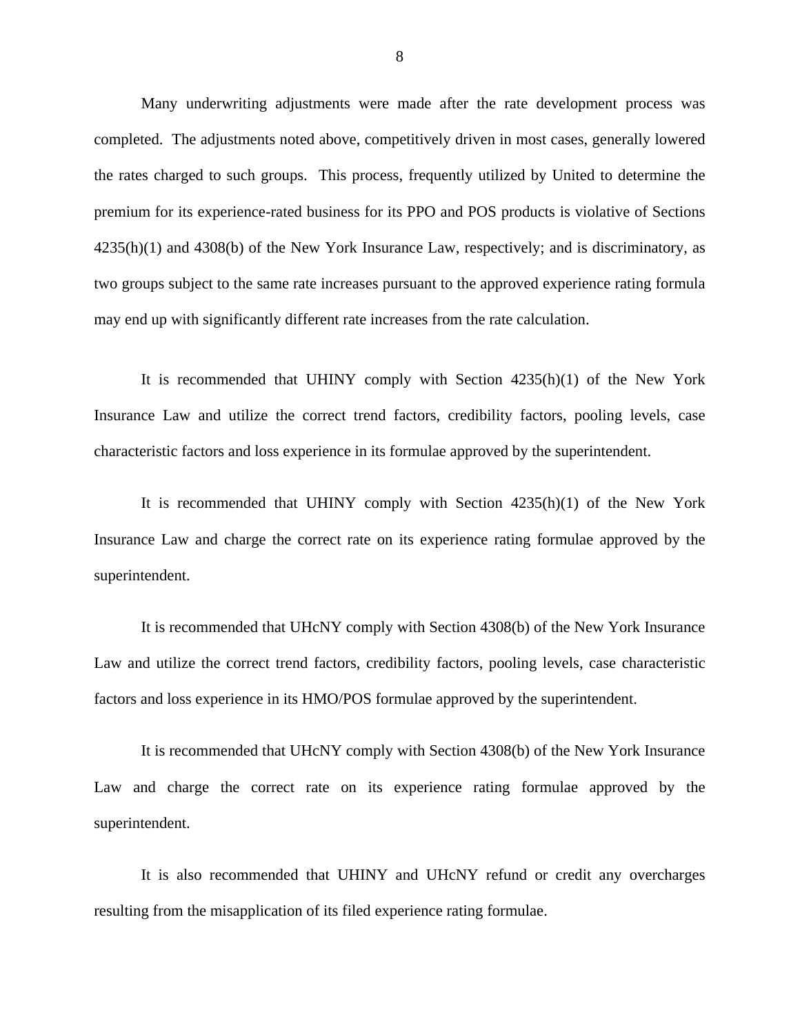Many underwriting adjustments were made after the rate development process was completed. The adjustments noted above, competitively driven in most cases, generally lowered the rates charged to such groups. This process, frequently utilized by United to determine the premium for its experience-rated business for its PPO and POS products is violative of Sections 4235(h)(1) and 4308(b) of the New York Insurance Law, respectively; and is discriminatory, as two groups subject to the same rate increases pursuant to the approved experience rating formula may end up with significantly different rate increases from the rate calculation.

It is recommended that UHINY comply with Section 4235(h)(1) of the New York Insurance Law and utilize the correct trend factors, credibility factors, pooling levels, case characteristic factors and loss experience in its formulae approved by the superintendent.

It is recommended that UHINY comply with Section 4235(h)(1) of the New York Insurance Law and charge the correct rate on its experience rating formulae approved by the superintendent.

It is recommended that UHcNY comply with Section 4308(b) of the New York Insurance Law and utilize the correct trend factors, credibility factors, pooling levels, case characteristic factors and loss experience in its HMO/POS formulae approved by the superintendent.

It is recommended that UHcNY comply with Section 4308(b) of the New York Insurance Law and charge the correct rate on its experience rating formulae approved by the superintendent.

It is also recommended that UHINY and UHcNY refund or credit any overcharges resulting from the misapplication of its filed experience rating formulae.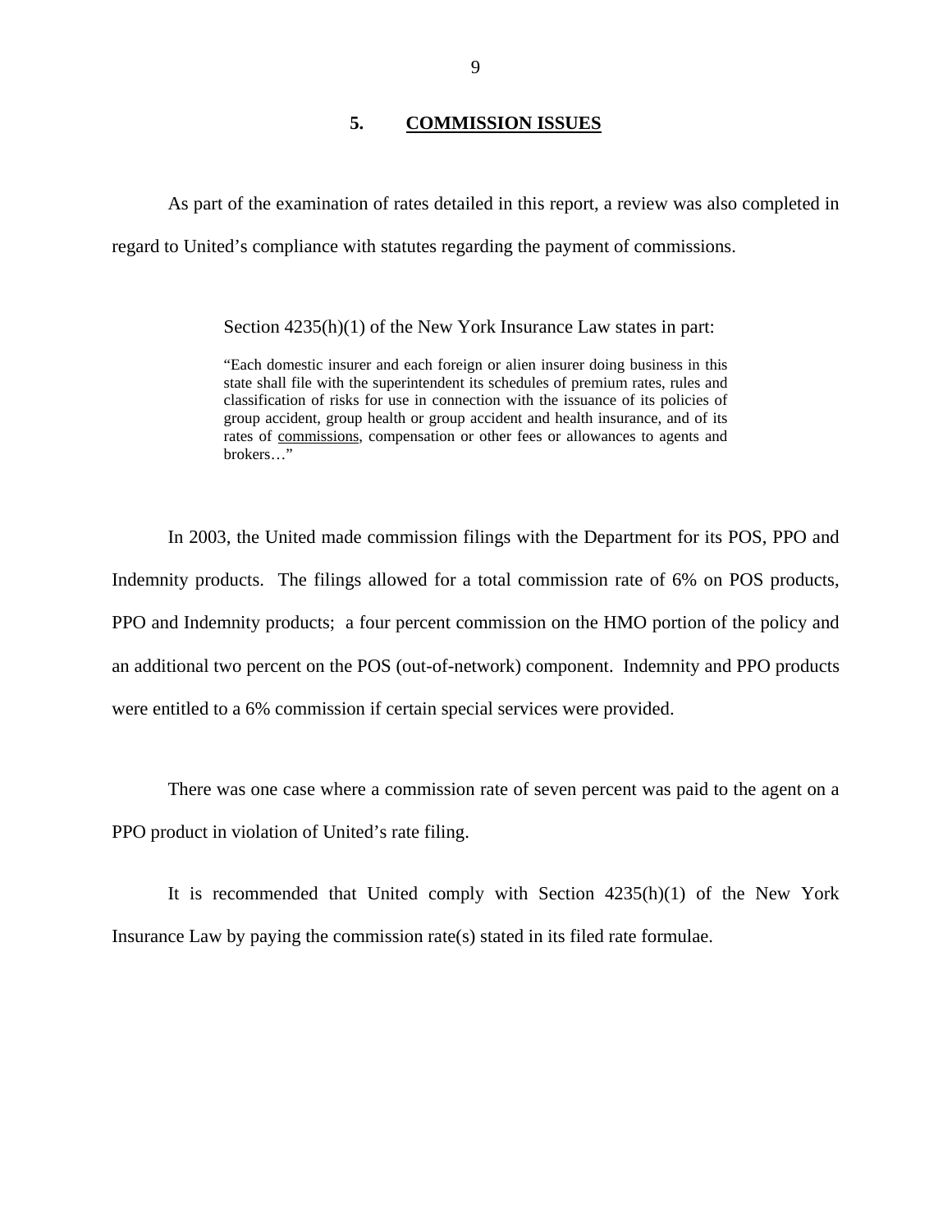## 5. COMMISSION ISSUES

As part of the examination of rates detailed in this report, a review was also completed in regard to United's compliance with statutes regarding the payment of commissions.

> Section 4235(h)(1) of the New York Insurance Law states in part:
>
> "Each domestic insurer and each foreign or alien insurer doing business in this state shall file with the superintendent its schedules of premium rates, rules and classification of risks for use in connection with the issuance of its policies of group accident, group health or group accident and health insurance, and of its rates of <u>commissions</u>, compensation or other fees or allowances to agents and brokers…"

In 2003, the United made commission filings with the Department for its POS, PPO and Indemnity products. The filings allowed for a total commission rate of 6% on POS products, PPO and Indemnity products; a four percent commission on the HMO portion of the policy and an additional two percent on the POS (out-of-network) component. Indemnity and PPO products were entitled to a 6% commission if certain special services were provided.

There was one case where a commission rate of seven percent was paid to the agent on a PPO product in violation of United's rate filing.

It is recommended that United comply with Section 4235(h)(1) of the New York Insurance Law by paying the commission rate(s) stated in its filed rate formulae.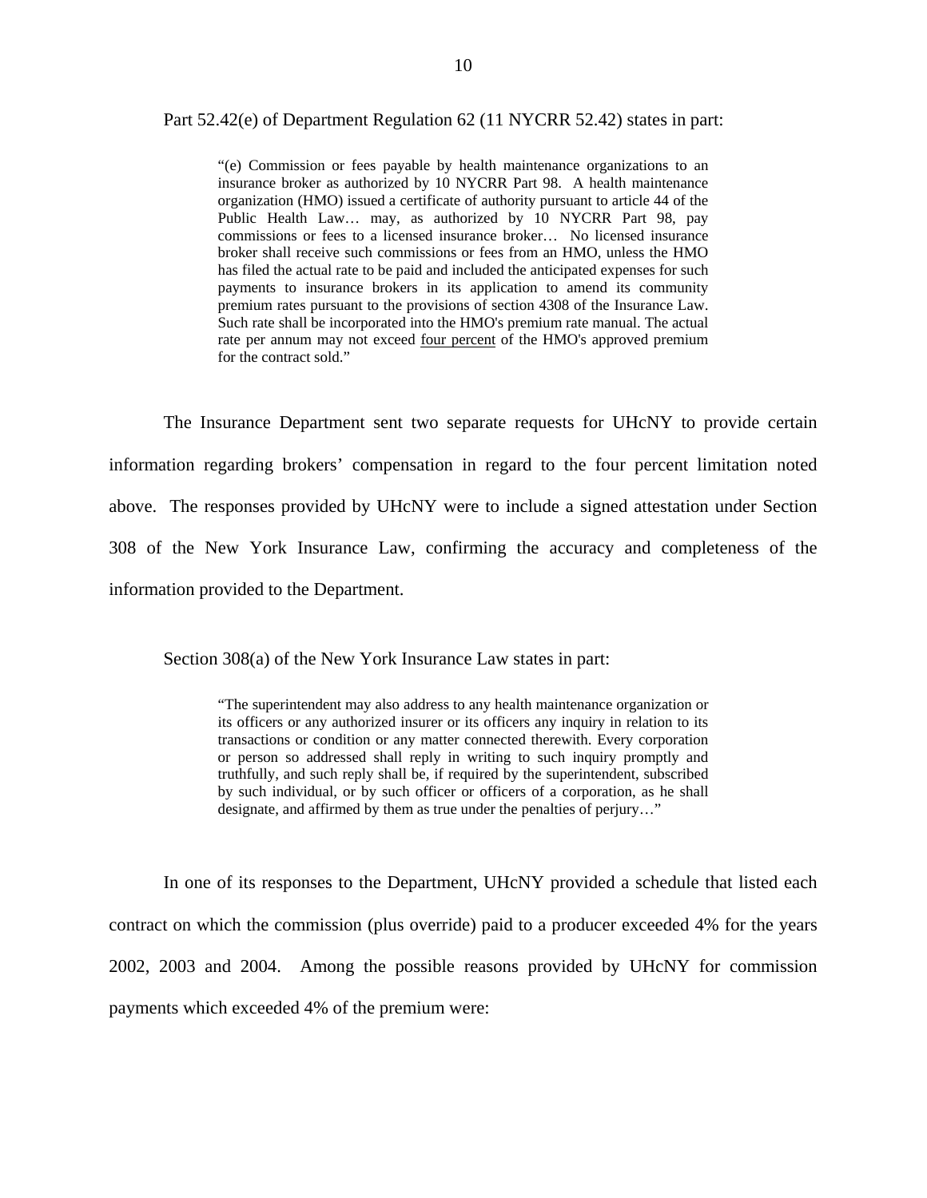Part 52.42(e) of Department Regulation 62 (11 NYCRR 52.42) states in part:

> "(e) Commission or fees payable by health maintenance organizations to an insurance broker as authorized by 10 NYCRR Part 98. A health maintenance organization (HMO) issued a certificate of authority pursuant to article 44 of the Public Health Law… may, as authorized by 10 NYCRR Part 98, pay commissions or fees to a licensed insurance broker… No licensed insurance broker shall receive such commissions or fees from an HMO, unless the HMO has filed the actual rate to be paid and included the anticipated expenses for such payments to insurance brokers in its application to amend its community premium rates pursuant to the provisions of section 4308 of the Insurance Law. Such rate shall be incorporated into the HMO's premium rate manual. The actual rate per annum may not exceed <u>four percent</u> of the HMO's approved premium for the contract sold."

The Insurance Department sent two separate requests for UHcNY to provide certain information regarding brokers' compensation in regard to the four percent limitation noted above. The responses provided by UHcNY were to include a signed attestation under Section 308 of the New York Insurance Law, confirming the accuracy and completeness of the information provided to the Department.

Section 308(a) of the New York Insurance Law states in part:

> "The superintendent may also address to any health maintenance organization or its officers or any authorized insurer or its officers any inquiry in relation to its transactions or condition or any matter connected therewith. Every corporation or person so addressed shall reply in writing to such inquiry promptly and truthfully, and such reply shall be, if required by the superintendent, subscribed by such individual, or by such officer or officers of a corporation, as he shall designate, and affirmed by them as true under the penalties of perjury…"

In one of its responses to the Department, UHcNY provided a schedule that listed each contract on which the commission (plus override) paid to a producer exceeded 4% for the years 2002, 2003 and 2004. Among the possible reasons provided by UHcNY for commission payments which exceeded 4% of the premium were: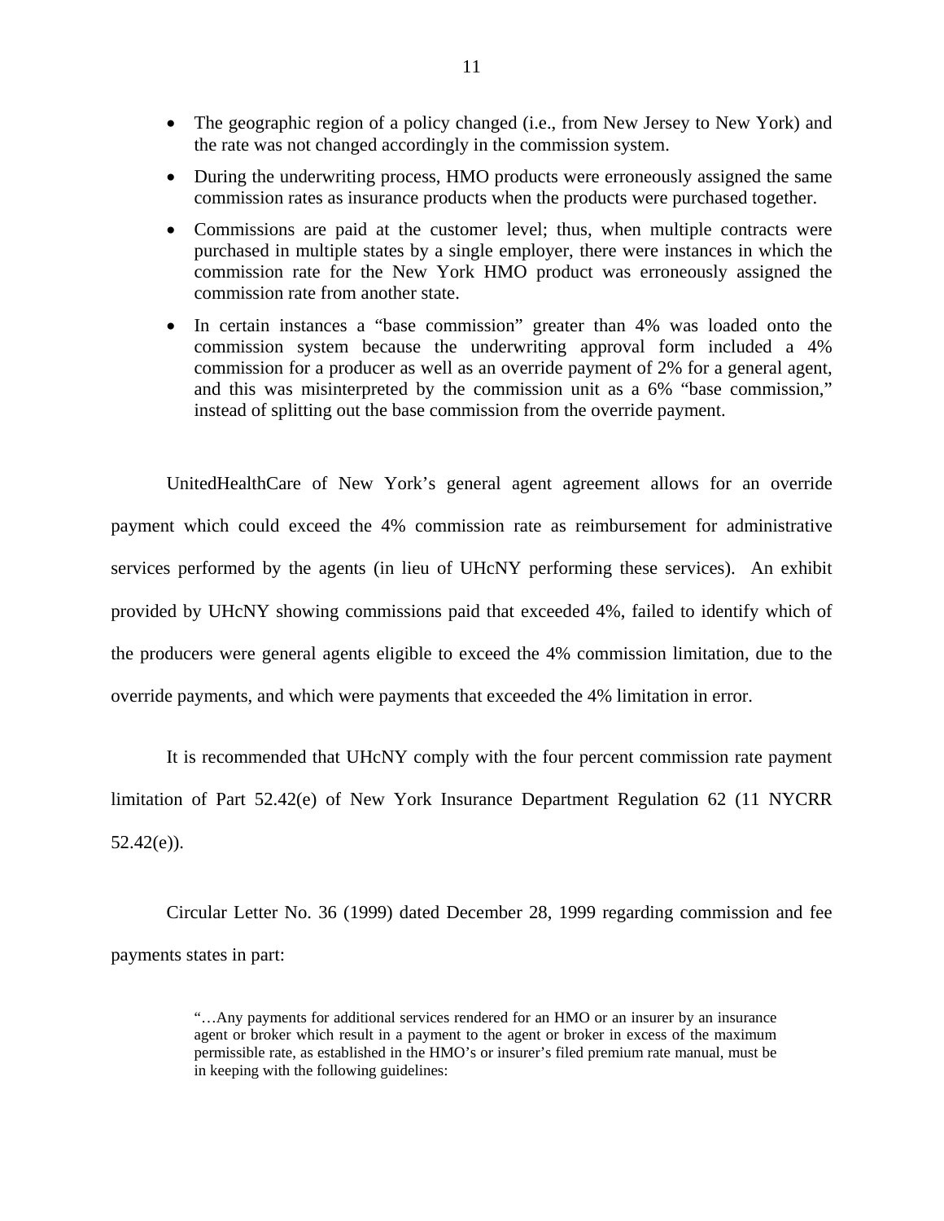- The geographic region of a policy changed (i.e., from New Jersey to New York) and the rate was not changed accordingly in the commission system.
- During the underwriting process, HMO products were erroneously assigned the same commission rates as insurance products when the products were purchased together.
- Commissions are paid at the customer level; thus, when multiple contracts were purchased in multiple states by a single employer, there were instances in which the commission rate for the New York HMO product was erroneously assigned the commission rate from another state.
- In certain instances a "base commission" greater than 4% was loaded onto the commission system because the underwriting approval form included a 4% commission for a producer as well as an override payment of 2% for a general agent, and this was misinterpreted by the commission unit as a 6% "base commission," instead of splitting out the base commission from the override payment.

UnitedHealthCare of New York's general agent agreement allows for an override payment which could exceed the 4% commission rate as reimbursement for administrative services performed by the agents (in lieu of UHcNY performing these services). An exhibit provided by UHcNY showing commissions paid that exceeded 4%, failed to identify which of the producers were general agents eligible to exceed the 4% commission limitation, due to the override payments, and which were payments that exceeded the 4% limitation in error.

It is recommended that UHcNY comply with the four percent commission rate payment limitation of Part 52.42(e) of New York Insurance Department Regulation 62 (11 NYCRR 52.42(e)).

Circular Letter No. 36 (1999) dated December 28, 1999 regarding commission and fee payments states in part:

> "…Any payments for additional services rendered for an HMO or an insurer by an insurance agent or broker which result in a payment to the agent or broker in excess of the maximum permissible rate, as established in the HMO's or insurer's filed premium rate manual, must be in keeping with the following guidelines: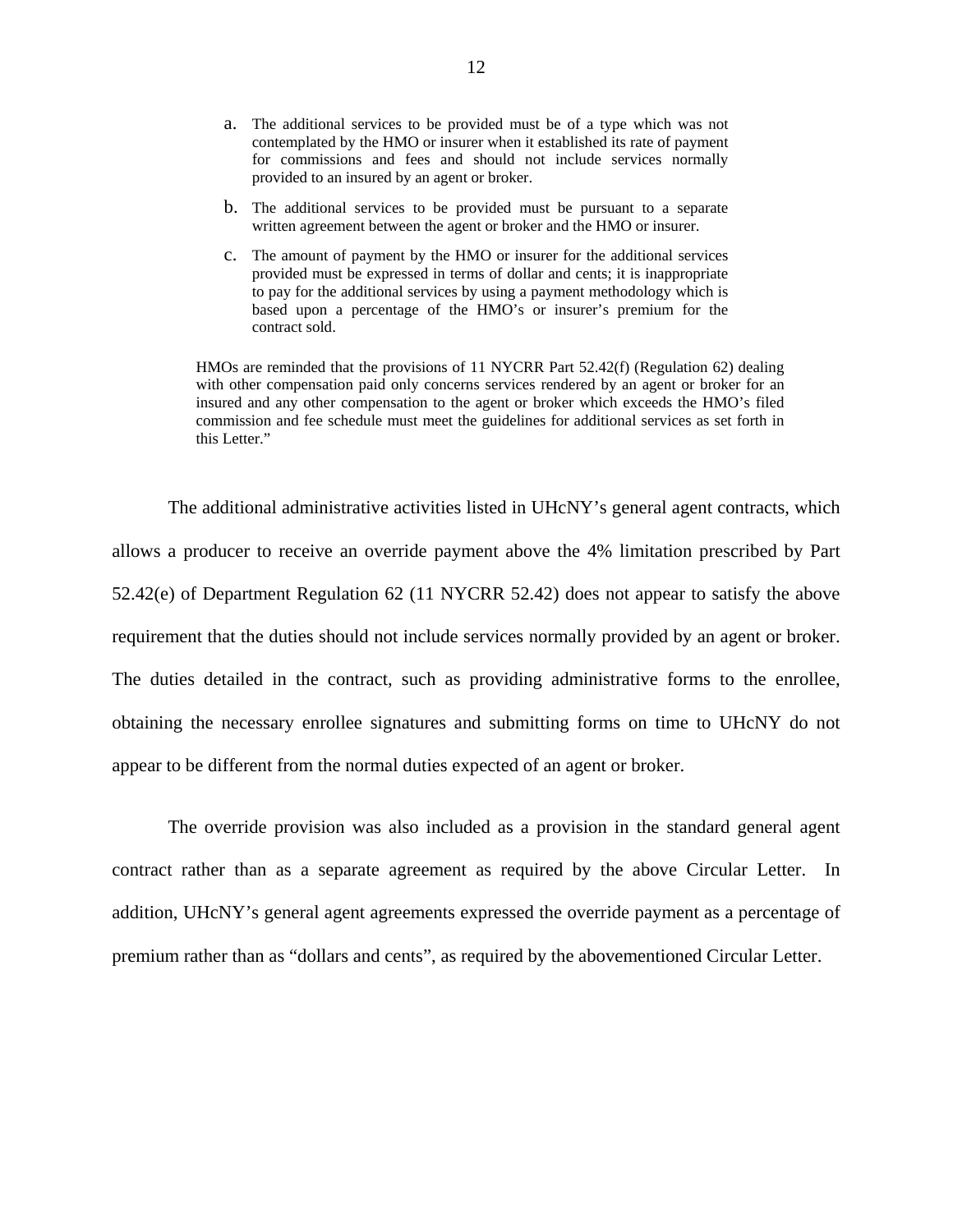a. The additional services to be provided must be of a type which was not contemplated by the HMO or insurer when it established its rate of payment for commissions and fees and should not include services normally provided to an insured by an agent or broker.

b. The additional services to be provided must be pursuant to a separate written agreement between the agent or broker and the HMO or insurer.

c. The amount of payment by the HMO or insurer for the additional services provided must be expressed in terms of dollar and cents; it is inappropriate to pay for the additional services by using a payment methodology which is based upon a percentage of the HMO's or insurer's premium for the contract sold.

HMOs are reminded that the provisions of 11 NYCRR Part 52.42(f) (Regulation 62) dealing with other compensation paid only concerns services rendered by an agent or broker for an insured and any other compensation to the agent or broker which exceeds the HMO's filed commission and fee schedule must meet the guidelines for additional services as set forth in this Letter."

The additional administrative activities listed in UHcNY's general agent contracts, which allows a producer to receive an override payment above the 4% limitation prescribed by Part 52.42(e) of Department Regulation 62 (11 NYCRR 52.42) does not appear to satisfy the above requirement that the duties should not include services normally provided by an agent or broker. The duties detailed in the contract, such as providing administrative forms to the enrollee, obtaining the necessary enrollee signatures and submitting forms on time to UHcNY do not appear to be different from the normal duties expected of an agent or broker.

The override provision was also included as a provision in the standard general agent contract rather than as a separate agreement as required by the above Circular Letter. In addition, UHcNY's general agent agreements expressed the override payment as a percentage of premium rather than as "dollars and cents", as required by the abovementioned Circular Letter.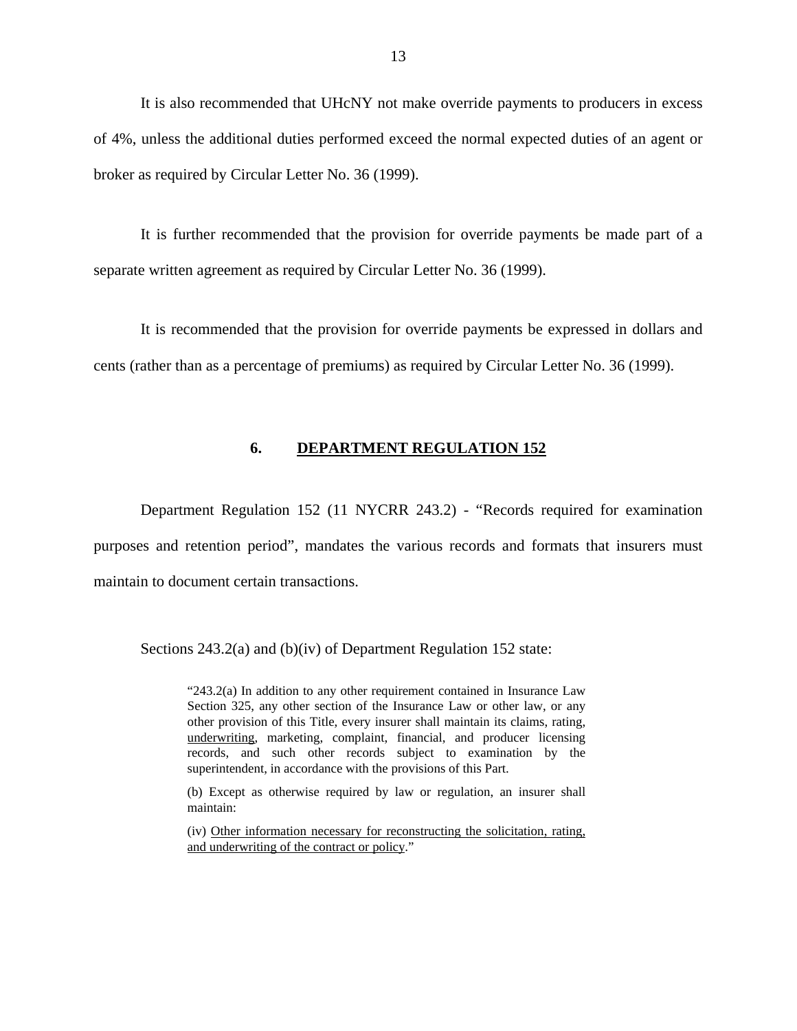It is also recommended that UHcNY not make override payments to producers in excess of 4%, unless the additional duties performed exceed the normal expected duties of an agent or broker as required by Circular Letter No. 36 (1999).

It is further recommended that the provision for override payments be made part of a separate written agreement as required by Circular Letter No. 36 (1999).

It is recommended that the provision for override payments be expressed in dollars and cents (rather than as a percentage of premiums) as required by Circular Letter No. 36 (1999).

## 6. DEPARTMENT REGULATION 152

Department Regulation 152 (11 NYCRR 243.2) - "Records required for examination purposes and retention period", mandates the various records and formats that insurers must maintain to document certain transactions.

Sections 243.2(a) and (b)(iv) of Department Regulation 152 state:

> "243.2(a) In addition to any other requirement contained in Insurance Law Section 325, any other section of the Insurance Law or other law, or any other provision of this Title, every insurer shall maintain its claims, rating, <u>underwriting</u>, marketing, complaint, financial, and producer licensing records, and such other records subject to examination by the superintendent, in accordance with the provisions of this Part.
>
> (b) Except as otherwise required by law or regulation, an insurer shall maintain:
>
> (iv) <u>Other information necessary for reconstructing the solicitation, rating, and underwriting of the contract or policy</u>."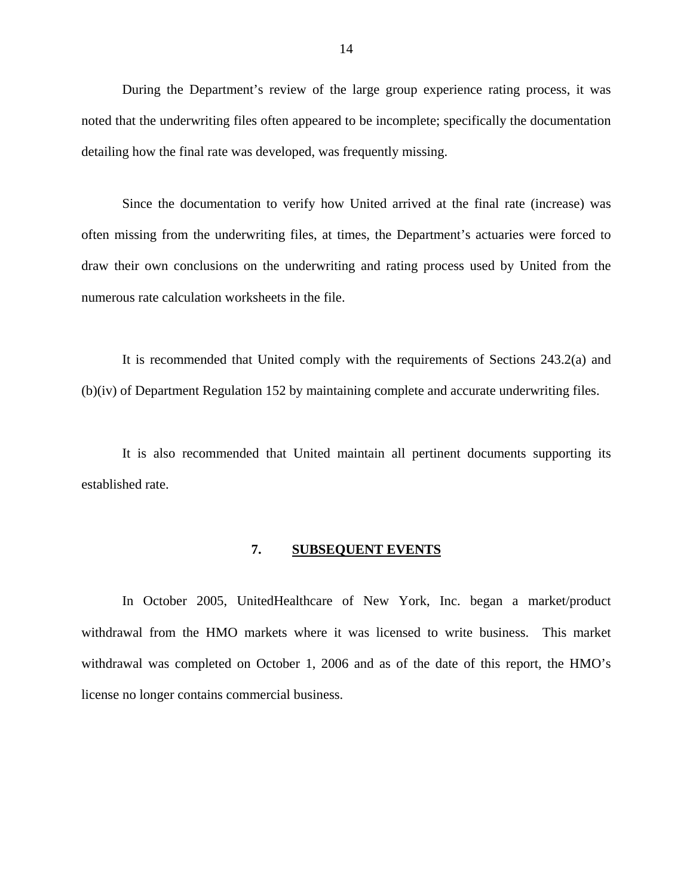During the Department's review of the large group experience rating process, it was noted that the underwriting files often appeared to be incomplete; specifically the documentation detailing how the final rate was developed, was frequently missing.

Since the documentation to verify how United arrived at the final rate (increase) was often missing from the underwriting files, at times, the Department's actuaries were forced to draw their own conclusions on the underwriting and rating process used by United from the numerous rate calculation worksheets in the file.

It is recommended that United comply with the requirements of Sections 243.2(a) and (b)(iv) of Department Regulation 152 by maintaining complete and accurate underwriting files.

It is also recommended that United maintain all pertinent documents supporting its established rate.

## 7. SUBSEQUENT EVENTS

In October 2005, UnitedHealthcare of New York, Inc. began a market/product withdrawal from the HMO markets where it was licensed to write business. This market withdrawal was completed on October 1, 2006 and as of the date of this report, the HMO's license no longer contains commercial business.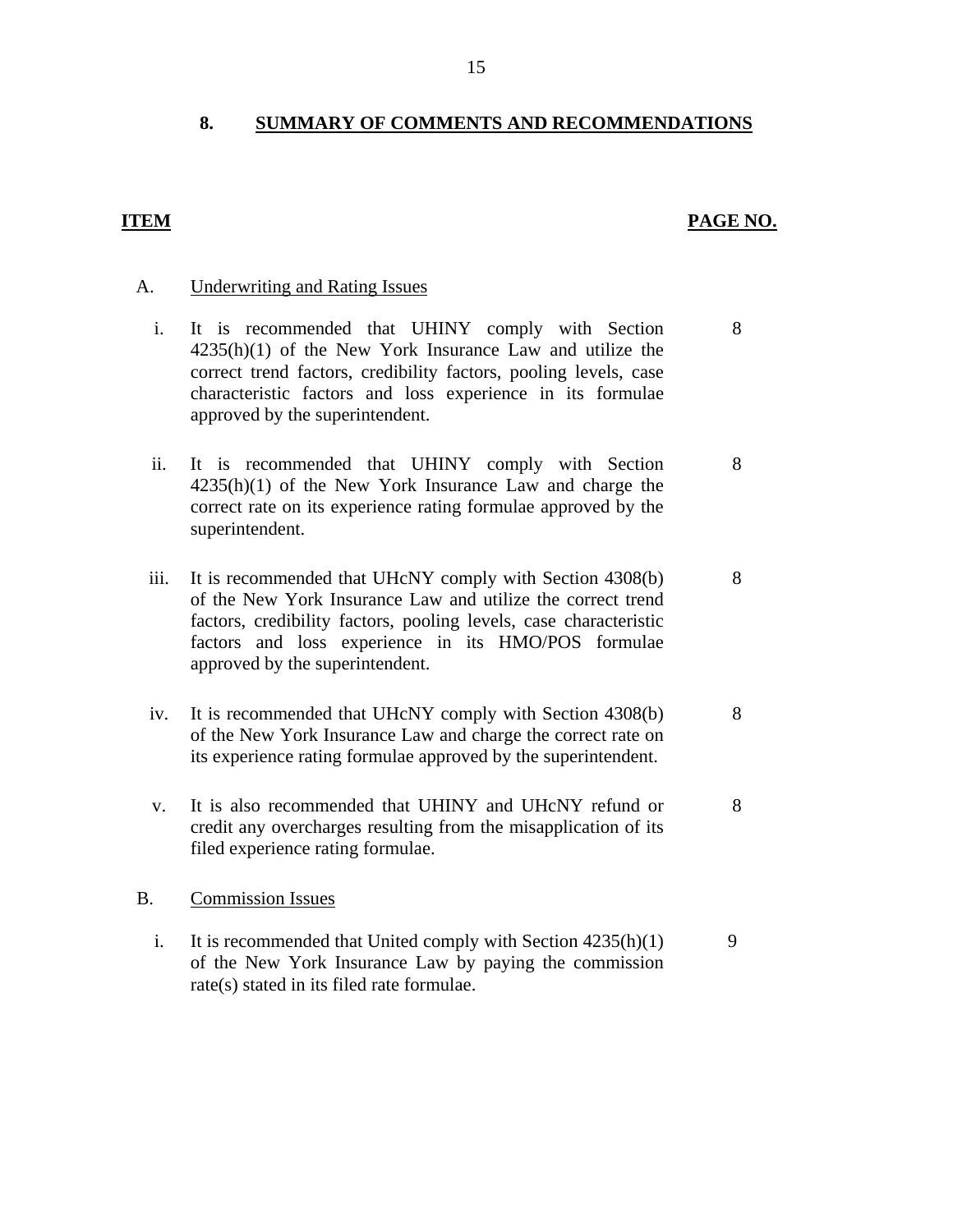## 8. SUMMARY OF COMMENTS AND RECOMMENDATIONS

| ITEM | | PAGE NO. |
|---|---|---|
| A. | Underwriting and Rating Issues | |
| i. | It is recommended that UHINY comply with Section 4235(h)(1) of the New York Insurance Law and utilize the correct trend factors, credibility factors, pooling levels, case characteristic factors and loss experience in its formulae approved by the superintendent. | 8 |
| ii. | It is recommended that UHINY comply with Section 4235(h)(1) of the New York Insurance Law and charge the correct rate on its experience rating formulae approved by the superintendent. | 8 |
| iii. | It is recommended that UHcNY comply with Section 4308(b) of the New York Insurance Law and utilize the correct trend factors, credibility factors, pooling levels, case characteristic factors and loss experience in its HMO/POS formulae approved by the superintendent. | 8 |
| iv. | It is recommended that UHcNY comply with Section 4308(b) of the New York Insurance Law and charge the correct rate on its experience rating formulae approved by the superintendent. | 8 |
| v. | It is also recommended that UHINY and UHcNY refund or credit any overcharges resulting from the misapplication of its filed experience rating formulae. | 8 |
| B. | Commission Issues | |
| i. | It is recommended that United comply with Section 4235(h)(1) of the New York Insurance Law by paying the commission rate(s) stated in its filed rate formulae. | 9 |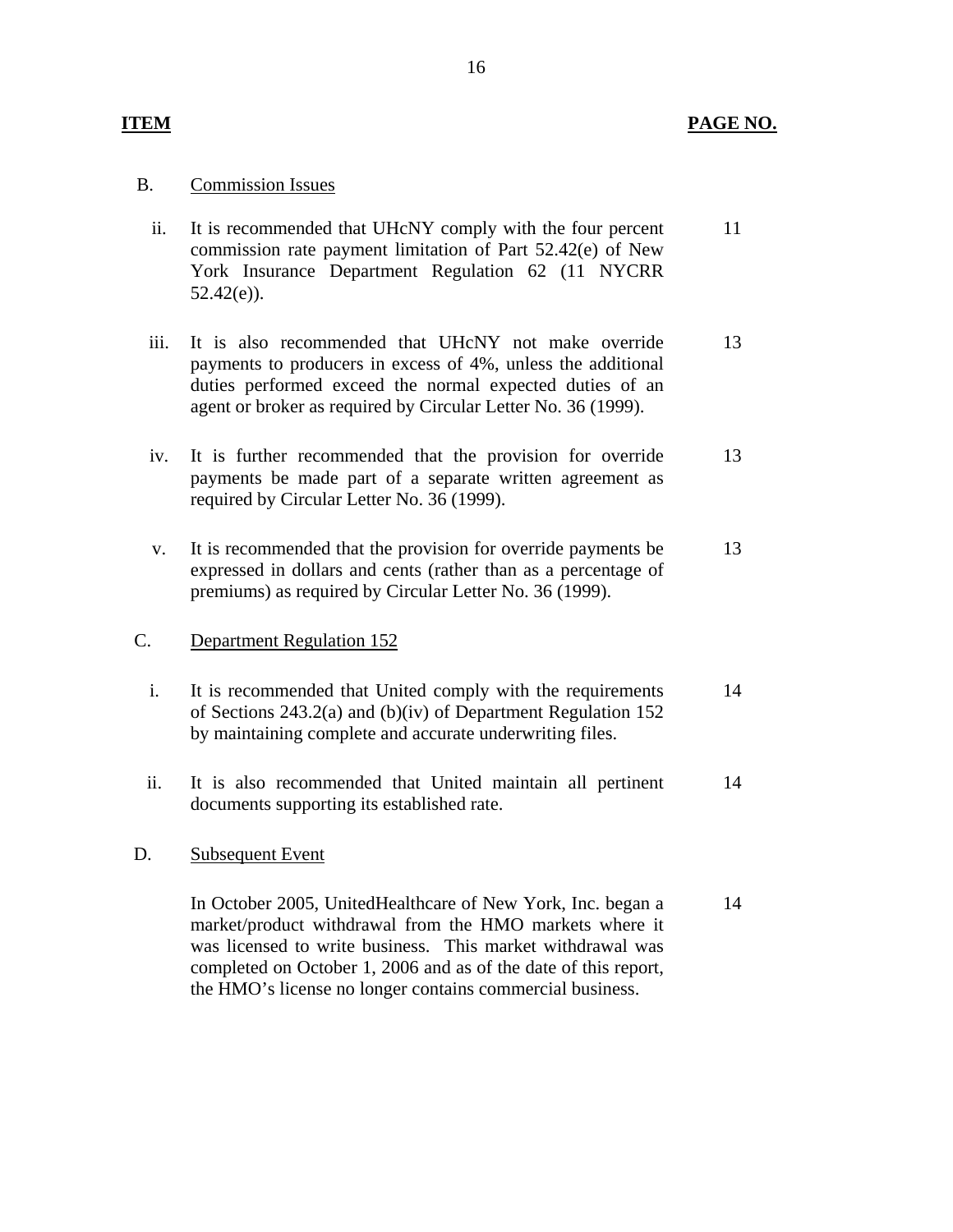| ITEM | | PAGE NO. |
|---|---|---|
| B. | Commission Issues | |
| ii. | It is recommended that UHcNY comply with the four percent commission rate payment limitation of Part 52.42(e) of New York Insurance Department Regulation 62 (11 NYCRR 52.42(e)). | 11 |
| iii. | It is also recommended that UHcNY not make override payments to producers in excess of 4%, unless the additional duties performed exceed the normal expected duties of an agent or broker as required by Circular Letter No. 36 (1999). | 13 |
| iv. | It is further recommended that the provision for override payments be made part of a separate written agreement as required by Circular Letter No. 36 (1999). | 13 |
| v. | It is recommended that the provision for override payments be expressed in dollars and cents (rather than as a percentage of premiums) as required by Circular Letter No. 36 (1999). | 13 |
| C. | Department Regulation 152 | |
| i. | It is recommended that United comply with the requirements of Sections 243.2(a) and (b)(iv) of Department Regulation 152 by maintaining complete and accurate underwriting files. | 14 |
| ii. | It is also recommended that United maintain all pertinent documents supporting its established rate. | 14 |
| D. | Subsequent Event | |
| | In October 2005, UnitedHealthcare of New York, Inc. began a market/product withdrawal from the HMO markets where it was licensed to write business. This market withdrawal was completed on October 1, 2006 and as of the date of this report, the HMO's license no longer contains commercial business. | 14 |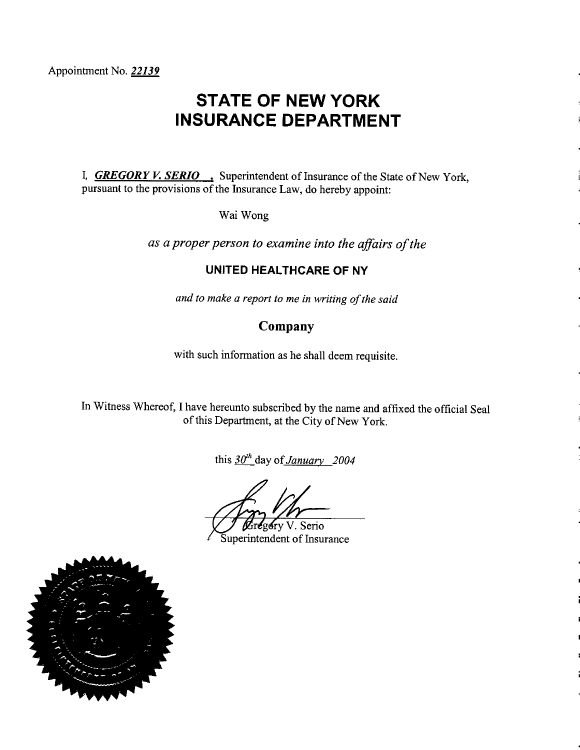Appointment No. *22139*

# STATE OF NEW YORK
# INSURANCE DEPARTMENT

I, ***GREGORY V. SERIO***, Superintendent of Insurance of the State of New York, pursuant to the provisions of the Insurance Law, do hereby appoint:

Wai Wong

*as a proper person to examine into the affairs of the*

**UNITED HEALTHCARE OF NY**

*and to make a report to me in writing of the said*

**Company**

with such information as he shall deem requisite.

In Witness Whereof, I have hereunto subscribed by the name and affixed the official Seal of this Department, at the City of New York.

this *30th* day of *January 2004*

Gregory V. Serio
Superintendent of Insurance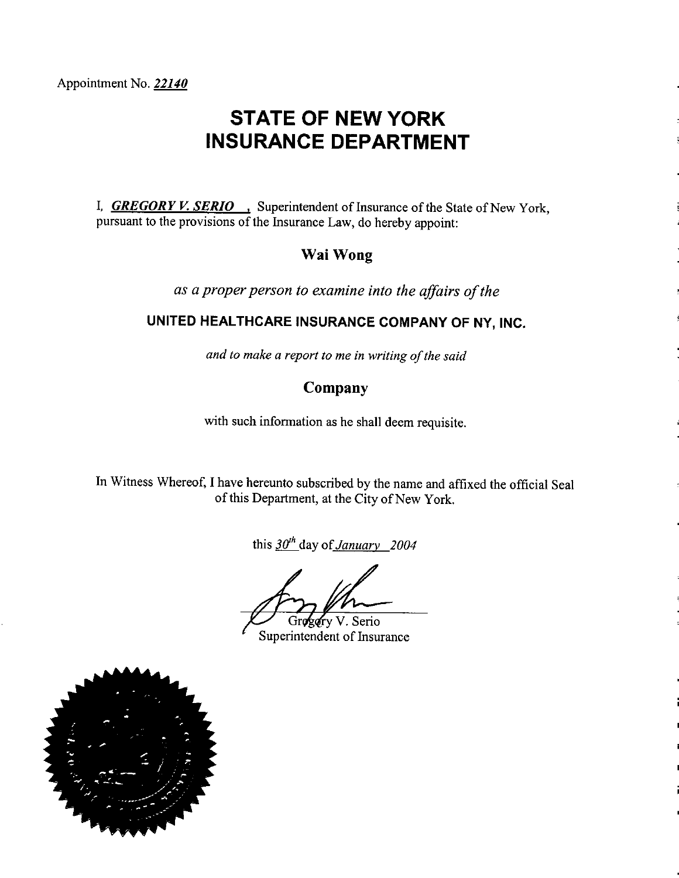Appointment No. ***22140***

# STATE OF NEW YORK
# INSURANCE DEPARTMENT

I, ***GREGORY V. SERIO***, Superintendent of Insurance of the State of New York, pursuant to the provisions of the Insurance Law, do hereby appoint:

**Wai Wong**

*as a proper person to examine into the affairs of the*

**UNITED HEALTHCARE INSURANCE COMPANY OF NY, INC.**

*and to make a report to me in writing of the said*

**Company**

with such information as he shall deem requisite.

In Witness Whereof, I have hereunto subscribed by the name and affixed the official Seal of this Department, at the City of New York.

this *30th* day of *January 2004*

Gregory V. Serio
Superintendent of Insurance